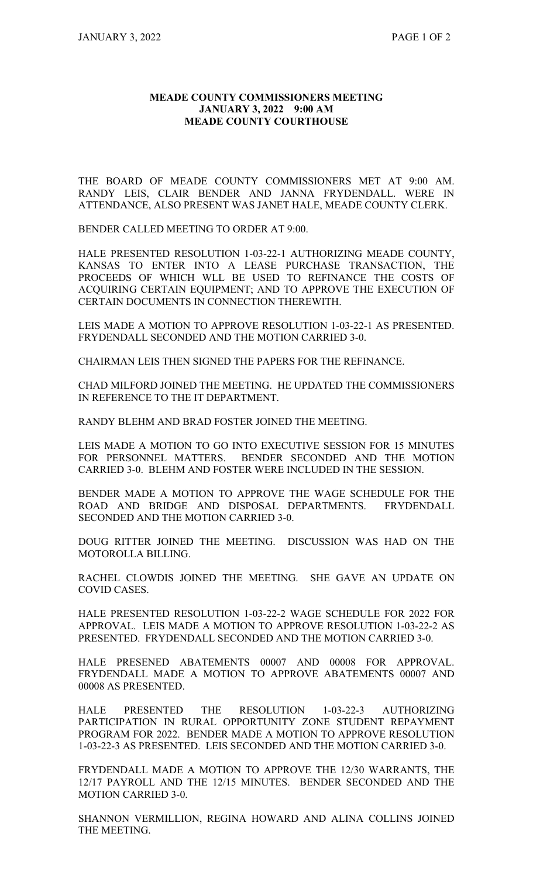**MEADE COUNTY COMMISSIONERS MEETING**
**JANUARY 3, 2022 9:00 AM**
**MEADE COUNTY COURTHOUSE**

THE BOARD OF MEADE COUNTY COMMISSIONERS MET AT 9:00 AM. RANDY LEIS, CLAIR BENDER AND JANNA FRYDENDALL. WERE IN ATTENDANCE, ALSO PRESENT WAS JANET HALE, MEADE COUNTY CLERK.

BENDER CALLED MEETING TO ORDER AT 9:00.

HALE PRESENTED RESOLUTION 1-03-22-1 AUTHORIZING MEADE COUNTY, KANSAS TO ENTER INTO A LEASE PURCHASE TRANSACTION, THE PROCEEDS OF WHICH WLL BE USED TO REFINANCE THE COSTS OF ACQUIRING CERTAIN EQUIPMENT; AND TO APPROVE THE EXECUTION OF CERTAIN DOCUMENTS IN CONNECTION THEREWITH.

LEIS MADE A MOTION TO APPROVE RESOLUTION 1-03-22-1 AS PRESENTED. FRYDENDALL SECONDED AND THE MOTION CARRIED 3-0.

CHAIRMAN LEIS THEN SIGNED THE PAPERS FOR THE REFINANCE.

CHAD MILFORD JOINED THE MEETING. HE UPDATED THE COMMISSIONERS IN REFERENCE TO THE IT DEPARTMENT.

RANDY BLEHM AND BRAD FOSTER JOINED THE MEETING.

LEIS MADE A MOTION TO GO INTO EXECUTIVE SESSION FOR 15 MINUTES FOR PERSONNEL MATTERS. BENDER SECONDED AND THE MOTION CARRIED 3-0. BLEHM AND FOSTER WERE INCLUDED IN THE SESSION.

BENDER MADE A MOTION TO APPROVE THE WAGE SCHEDULE FOR THE ROAD AND BRIDGE AND DISPOSAL DEPARTMENTS. FRYDENDALL SECONDED AND THE MOTION CARRIED 3-0.

DOUG RITTER JOINED THE MEETING. DISCUSSION WAS HAD ON THE MOTOROLLA BILLING.

RACHEL CLOWDIS JOINED THE MEETING. SHE GAVE AN UPDATE ON COVID CASES.

HALE PRESENTED RESOLUTION 1-03-22-2 WAGE SCHEDULE FOR 2022 FOR APPROVAL. LEIS MADE A MOTION TO APPROVE RESOLUTION 1-03-22-2 AS PRESENTED. FRYDENDALL SECONDED AND THE MOTION CARRIED 3-0.

HALE PRESENED ABATEMENTS 00007 AND 00008 FOR APPROVAL. FRYDENDALL MADE A MOTION TO APPROVE ABATEMENTS 00007 AND 00008 AS PRESENTED.

HALE PRESENTED THE RESOLUTION 1-03-22-3 AUTHORIZING PARTICIPATION IN RURAL OPPORTUNITY ZONE STUDENT REPAYMENT PROGRAM FOR 2022. BENDER MADE A MOTION TO APPROVE RESOLUTION 1-03-22-3 AS PRESENTED. LEIS SECONDED AND THE MOTION CARRIED 3-0.

FRYDENDALL MADE A MOTION TO APPROVE THE 12/30 WARRANTS, THE 12/17 PAYROLL AND THE 12/15 MINUTES. BENDER SECONDED AND THE MOTION CARRIED 3-0.

SHANNON VERMILLION, REGINA HOWARD AND ALINA COLLINS JOINED THE MEETING.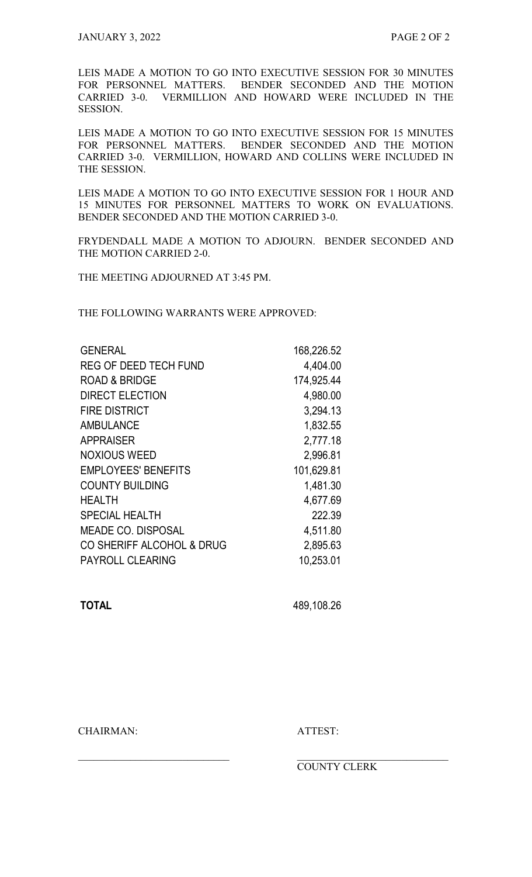LEIS MADE A MOTION TO GO INTO EXECUTIVE SESSION FOR 30 MINUTES FOR PERSONNEL MATTERS. BENDER SECONDED AND THE MOTION CARRIED 3-0. VERMILLION AND HOWARD WERE INCLUDED IN THE SESSION.

LEIS MADE A MOTION TO GO INTO EXECUTIVE SESSION FOR 15 MINUTES FOR PERSONNEL MATTERS. BENDER SECONDED AND THE MOTION CARRIED 3-0. VERMILLION, HOWARD AND COLLINS WERE INCLUDED IN THE SESSION.

LEIS MADE A MOTION TO GO INTO EXECUTIVE SESSION FOR 1 HOUR AND 15 MINUTES FOR PERSONNEL MATTERS TO WORK ON EVALUATIONS. BENDER SECONDED AND THE MOTION CARRIED 3-0.

FRYDENDALL MADE A MOTION TO ADJOURN. BENDER SECONDED AND THE MOTION CARRIED 2-0.

THE MEETING ADJOURNED AT 3:45 PM.

THE FOLLOWING WARRANTS WERE APPROVED:

| | |
|---|---:|
| GENERAL | 168,226.52 |
| REG OF DEED TECH FUND | 4,404.00 |
| ROAD & BRIDGE | 174,925.44 |
| DIRECT ELECTION | 4,980.00 |
| FIRE DISTRICT | 3,294.13 |
| AMBULANCE | 1,832.55 |
| APPRAISER | 2,777.18 |
| NOXIOUS WEED | 2,996.81 |
| EMPLOYEES' BENEFITS | 101,629.81 |
| COUNTY BUILDING | 1,481.30 |
| HEALTH | 4,677.69 |
| SPECIAL HEALTH | 222.39 |
| MEADE CO. DISPOSAL | 4,511.80 |
| CO SHERIFF ALCOHOL & DRUG | 2,895.63 |
| PAYROLL CLEARING | 10,253.01 |
| **TOTAL** | 489,108.26 |

CHAIRMAN: ______________________

ATTEST: ______________________
COUNTY CLERK